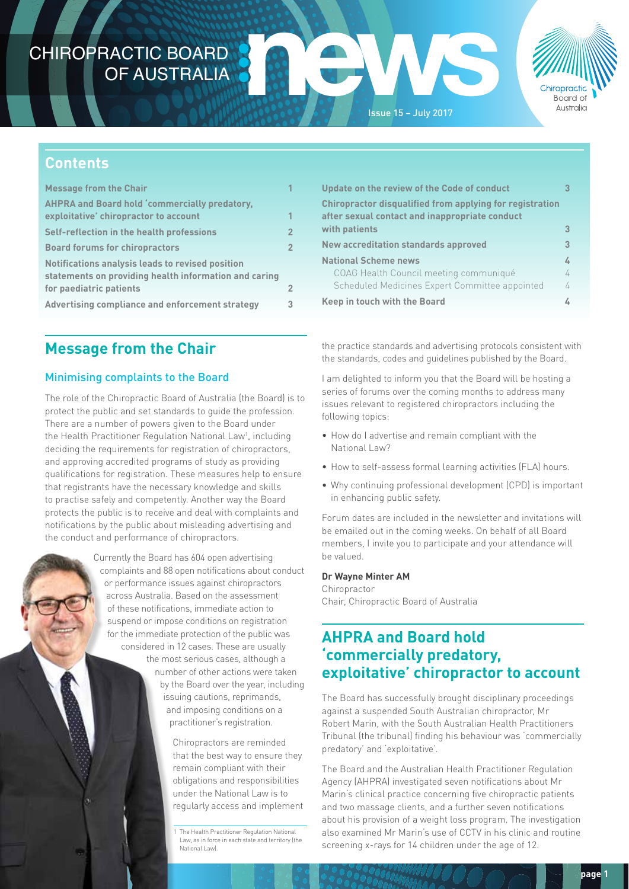# CHIROPRACTIC BOARD OF AUSTRALIA news

Issue 15 – July 2017

## Contents

| | |
|---|---|
| **Message from the Chair** | **1** |
| **AHPRA and Board hold 'commercially predatory, exploitative' chiropractor to account** | **1** |
| **Self-reflection in the health professions** | **2** |
| **Board forums for chiropractors** | **2** |
| **Notifications analysis leads to revised position statements on providing health information and caring for paediatric patients** | **2** |
| **Advertising compliance and enforcement strategy** | **3** |
| **Update on the review of the Code of conduct** | **3** |
| **Chiropractor disqualified from applying for registration after sexual contact and inappropriate conduct with patients** | **3** |
| **New accreditation standards approved** | **3** |
| **National Scheme news** | **4** |
| COAG Health Council meeting communiqué | 4 |
| Scheduled Medicines Expert Committee appointed | 4 |
| **Keep in touch with the Board** | **4** |

## Message from the Chair

### Minimising complaints to the Board

The role of the Chiropractic Board of Australia (the Board) is to protect the public and set standards to guide the profession. There are a number of powers given to the Board under the Health Practitioner Regulation National Law[1], including deciding the requirements for registration of chiropractors, and approving accredited programs of study as providing qualifications for registration. These measures help to ensure that registrants have the necessary knowledge and skills to practise safely and competently. Another way the Board protects the public is to receive and deal with complaints and notifications by the public about misleading advertising and the conduct and performance of chiropractors.

Currently the Board has 604 open advertising complaints and 88 open notifications about conduct or performance issues against chiropractors across Australia. Based on the assessment of these notifications, immediate action to suspend or impose conditions on registration for the immediate protection of the public was considered in 12 cases. These are usually the most serious cases, although a number of other actions were taken by the Board over the year, including issuing cautions, reprimands, and imposing conditions on a practitioner's registration.

Chiropractors are reminded that the best way to ensure they remain compliant with their obligations and responsibilities under the National Law is to regularly access and implement the practice standards and advertising protocols consistent with the standards, codes and guidelines published by the Board.

I am delighted to inform you that the Board will be hosting a series of forums over the coming months to address many issues relevant to registered chiropractors including the following topics:

- How do I advertise and remain compliant with the National Law?
- How to self-assess formal learning activities (FLA) hours.
- Why continuing professional development (CPD) is important in enhancing public safety.

Forum dates are included in the newsletter and invitations will be emailed out in the coming weeks. On behalf of all Board members, I invite you to participate and your attendance will be valued.

**Dr Wayne Minter AM**
Chiropractor
Chair, Chiropractic Board of Australia

[1] The Health Practitioner Regulation National Law, as in force in each state and territory (the National Law).

## AHPRA and Board hold 'commercially predatory, exploitative' chiropractor to account

The Board has successfully brought disciplinary proceedings against a suspended South Australian chiropractor, Mr Robert Marin, with the South Australian Health Practitioners Tribunal (the tribunal) finding his behaviour was 'commercially predatory' and 'exploitative'.

The Board and the Australian Health Practitioner Regulation Agency (AHPRA) investigated seven notifications about Mr Marin's clinical practice concerning five chiropractic patients and two massage clients, and a further seven notifications about his provision of a weight loss program. The investigation also examined Mr Marin's use of CCTV in his clinic and routine screening x-rays for 14 children under the age of 12.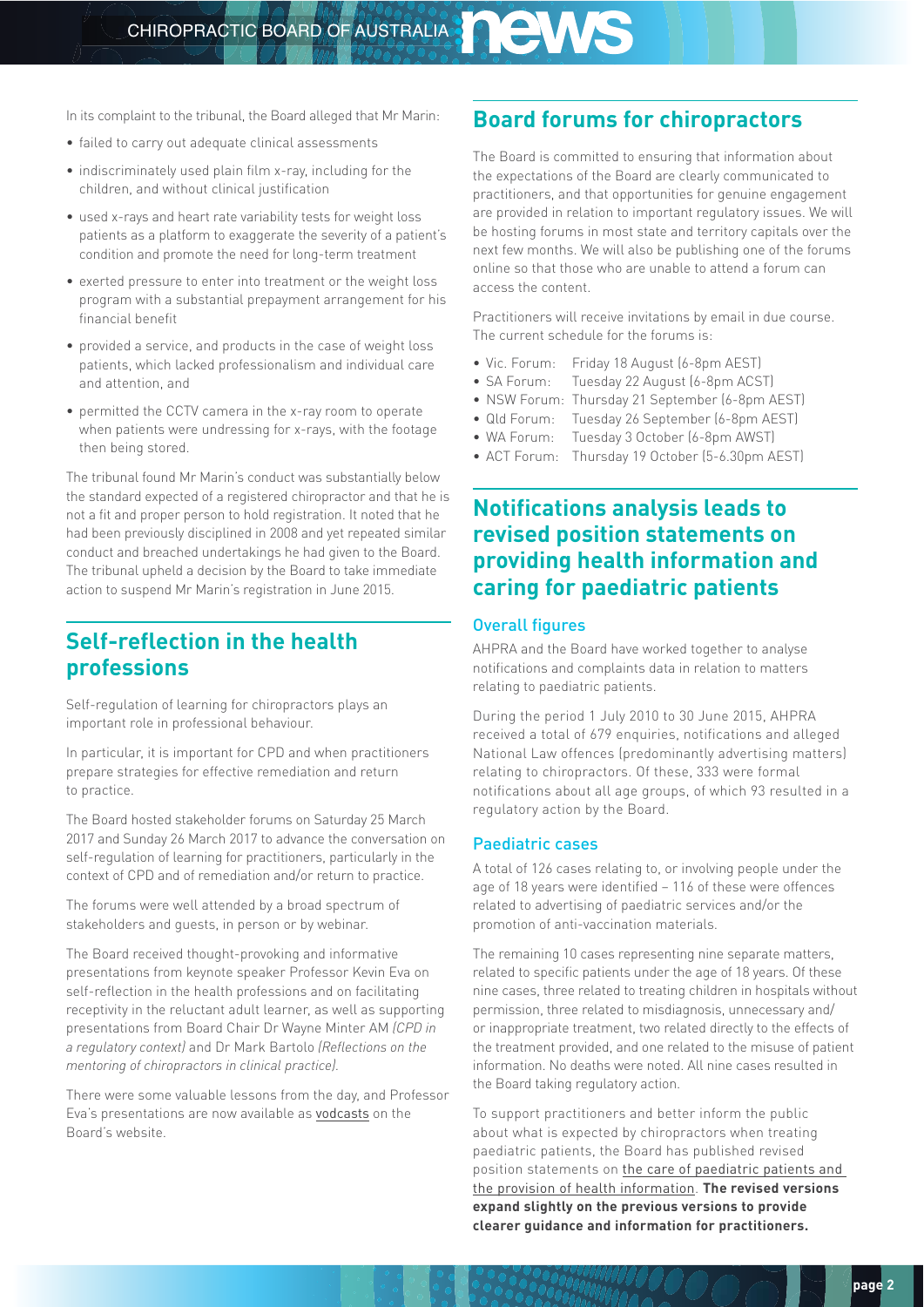In its complaint to the tribunal, the Board alleged that Mr Marin:

- failed to carry out adequate clinical assessments
- indiscriminately used plain film x-ray, including for the children, and without clinical justification
- used x-rays and heart rate variability tests for weight loss patients as a platform to exaggerate the severity of a patient's condition and promote the need for long-term treatment
- exerted pressure to enter into treatment or the weight loss program with a substantial prepayment arrangement for his financial benefit
- provided a service, and products in the case of weight loss patients, which lacked professionalism and individual care and attention, and
- permitted the CCTV camera in the x-ray room to operate when patients were undressing for x-rays, with the footage then being stored.

The tribunal found Mr Marin's conduct was substantially below the standard expected of a registered chiropractor and that he is not a fit and proper person to hold registration. It noted that he had been previously disciplined in 2008 and yet repeated similar conduct and breached undertakings he had given to the Board. The tribunal upheld a decision by the Board to take immediate action to suspend Mr Marin's registration in June 2015.

## Self-reflection in the health professions

Self-regulation of learning for chiropractors plays an important role in professional behaviour.

In particular, it is important for CPD and when practitioners prepare strategies for effective remediation and return to practice.

The Board hosted stakeholder forums on Saturday 25 March 2017 and Sunday 26 March 2017 to advance the conversation on self-regulation of learning for practitioners, particularly in the context of CPD and of remediation and/or return to practice.

The forums were well attended by a broad spectrum of stakeholders and guests, in person or by webinar.

The Board received thought-provoking and informative presentations from keynote speaker Professor Kevin Eva on self-reflection in the health professions and on facilitating receptivity in the reluctant adult learner, as well as supporting presentations from Board Chair Dr Wayne Minter AM *(CPD in a regulatory context)* and Dr Mark Bartolo *(Reflections on the mentoring of chiropractors in clinical practice)*.

There were some valuable lessons from the day, and Professor Eva's presentations are now available as vodcasts on the Board's website.

## Board forums for chiropractors

The Board is committed to ensuring that information about the expectations of the Board are clearly communicated to practitioners, and that opportunities for genuine engagement are provided in relation to important regulatory issues. We will be hosting forums in most state and territory capitals over the next few months. We will also be publishing one of the forums online so that those who are unable to attend a forum can access the content.

Practitioners will receive invitations by email in due course. The current schedule for the forums is:

- Vic. Forum: Friday 18 August (6-8pm AEST)
- SA Forum: Tuesday 22 August (6-8pm ACST)
- NSW Forum: Thursday 21 September (6-8pm AEST)
- Qld Forum: Tuesday 26 September (6-8pm AEST)
- WA Forum: Tuesday 3 October (6-8pm AWST)
- ACT Forum: Thursday 19 October (5-6.30pm AEST)

## Notifications analysis leads to revised position statements on providing health information and caring for paediatric patients

### Overall figures

AHPRA and the Board have worked together to analyse notifications and complaints data in relation to matters relating to paediatric patients.

During the period 1 July 2010 to 30 June 2015, AHPRA received a total of 679 enquiries, notifications and alleged National Law offences (predominantly advertising matters) relating to chiropractors. Of these, 333 were formal notifications about all age groups, of which 93 resulted in a regulatory action by the Board.

### Paediatric cases

A total of 126 cases relating to, or involving people under the age of 18 years were identified – 116 of these were offences related to advertising of paediatric services and/or the promotion of anti-vaccination materials.

The remaining 10 cases representing nine separate matters, related to specific patients under the age of 18 years. Of these nine cases, three related to treating children in hospitals without permission, three related to misdiagnosis, unnecessary and/or inappropriate treatment, two related directly to the effects of the treatment provided, and one related to the misuse of patient information. No deaths were noted. All nine cases resulted in the Board taking regulatory action.

To support practitioners and better inform the public about what is expected by chiropractors when treating paediatric patients, the Board has published revised position statements on the care of paediatric patients and the provision of health information. **The revised versions expand slightly on the previous versions to provide clearer guidance and information for practitioners.**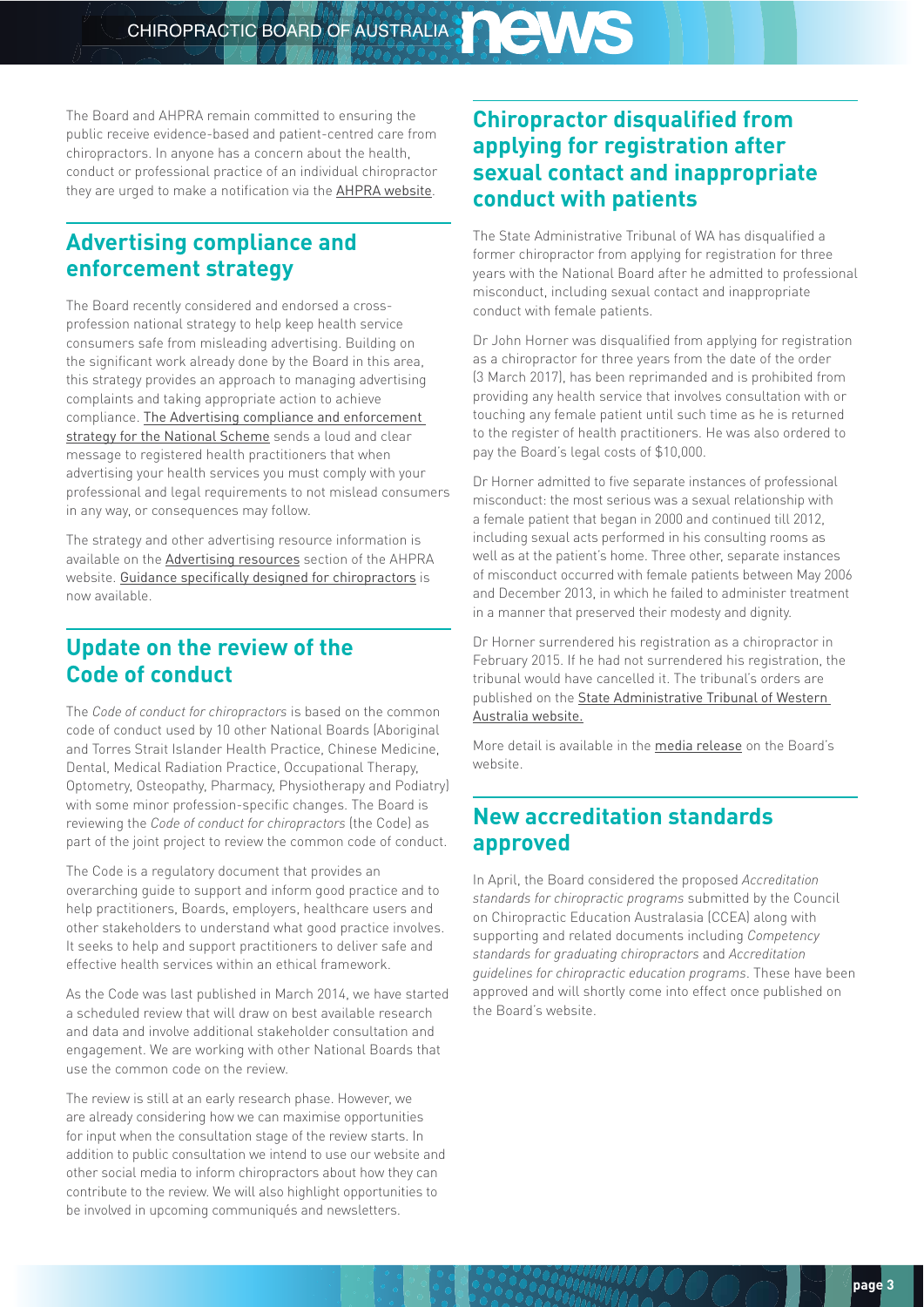The Board and AHPRA remain committed to ensuring the public receive evidence-based and patient-centred care from chiropractors. In anyone has a concern about the health, conduct or professional practice of an individual chiropractor they are urged to make a notification via the AHPRA website.

## Advertising compliance and enforcement strategy

The Board recently considered and endorsed a cross-profession national strategy to help keep health service consumers safe from misleading advertising. Building on the significant work already done by the Board in this area, this strategy provides an approach to managing advertising complaints and taking appropriate action to achieve compliance. The Advertising compliance and enforcement strategy for the National Scheme sends a loud and clear message to registered health practitioners that when advertising your health services you must comply with your professional and legal requirements to not mislead consumers in any way, or consequences may follow.

The strategy and other advertising resource information is available on the Advertising resources section of the AHPRA website. Guidance specifically designed for chiropractors is now available.

## Update on the review of the Code of conduct

The *Code of conduct for chiropractors* is based on the common code of conduct used by 10 other National Boards (Aboriginal and Torres Strait Islander Health Practice, Chinese Medicine, Dental, Medical Radiation Practice, Occupational Therapy, Optometry, Osteopathy, Pharmacy, Physiotherapy and Podiatry) with some minor profession-specific changes. The Board is reviewing the *Code of conduct for chiropractors* (the Code) as part of the joint project to review the common code of conduct.

The Code is a regulatory document that provides an overarching guide to support and inform good practice and to help practitioners, Boards, employers, healthcare users and other stakeholders to understand what good practice involves. It seeks to help and support practitioners to deliver safe and effective health services within an ethical framework.

As the Code was last published in March 2014, we have started a scheduled review that will draw on best available research and data and involve additional stakeholder consultation and engagement. We are working with other National Boards that use the common code on the review.

The review is still at an early research phase. However, we are already considering how we can maximise opportunities for input when the consultation stage of the review starts. In addition to public consultation we intend to use our website and other social media to inform chiropractors about how they can contribute to the review. We will also highlight opportunities to be involved in upcoming communiqués and newsletters.

## Chiropractor disqualified from applying for registration after sexual contact and inappropriate conduct with patients

The State Administrative Tribunal of WA has disqualified a former chiropractor from applying for registration for three years with the National Board after he admitted to professional misconduct, including sexual contact and inappropriate conduct with female patients.

Dr John Horner was disqualified from applying for registration as a chiropractor for three years from the date of the order (3 March 2017), has been reprimanded and is prohibited from providing any health service that involves consultation with or touching any female patient until such time as he is returned to the register of health practitioners. He was also ordered to pay the Board's legal costs of $10,000.

Dr Horner admitted to five separate instances of professional misconduct: the most serious was a sexual relationship with a female patient that began in 2000 and continued till 2012, including sexual acts performed in his consulting rooms as well as at the patient's home. Three other, separate instances of misconduct occurred with female patients between May 2006 and December 2013, in which he failed to administer treatment in a manner that preserved their modesty and dignity.

Dr Horner surrendered his registration as a chiropractor in February 2015. If he had not surrendered his registration, the tribunal would have cancelled it. The tribunal's orders are published on the State Administrative Tribunal of Western Australia website.

More detail is available in the media release on the Board's website.

## New accreditation standards approved

In April, the Board considered the proposed *Accreditation standards for chiropractic programs* submitted by the Council on Chiropractic Education Australasia (CCEA) along with supporting and related documents including *Competency standards for graduating chiropractors* and *Accreditation guidelines for chiropractic education programs*. These have been approved and will shortly come into effect once published on the Board's website.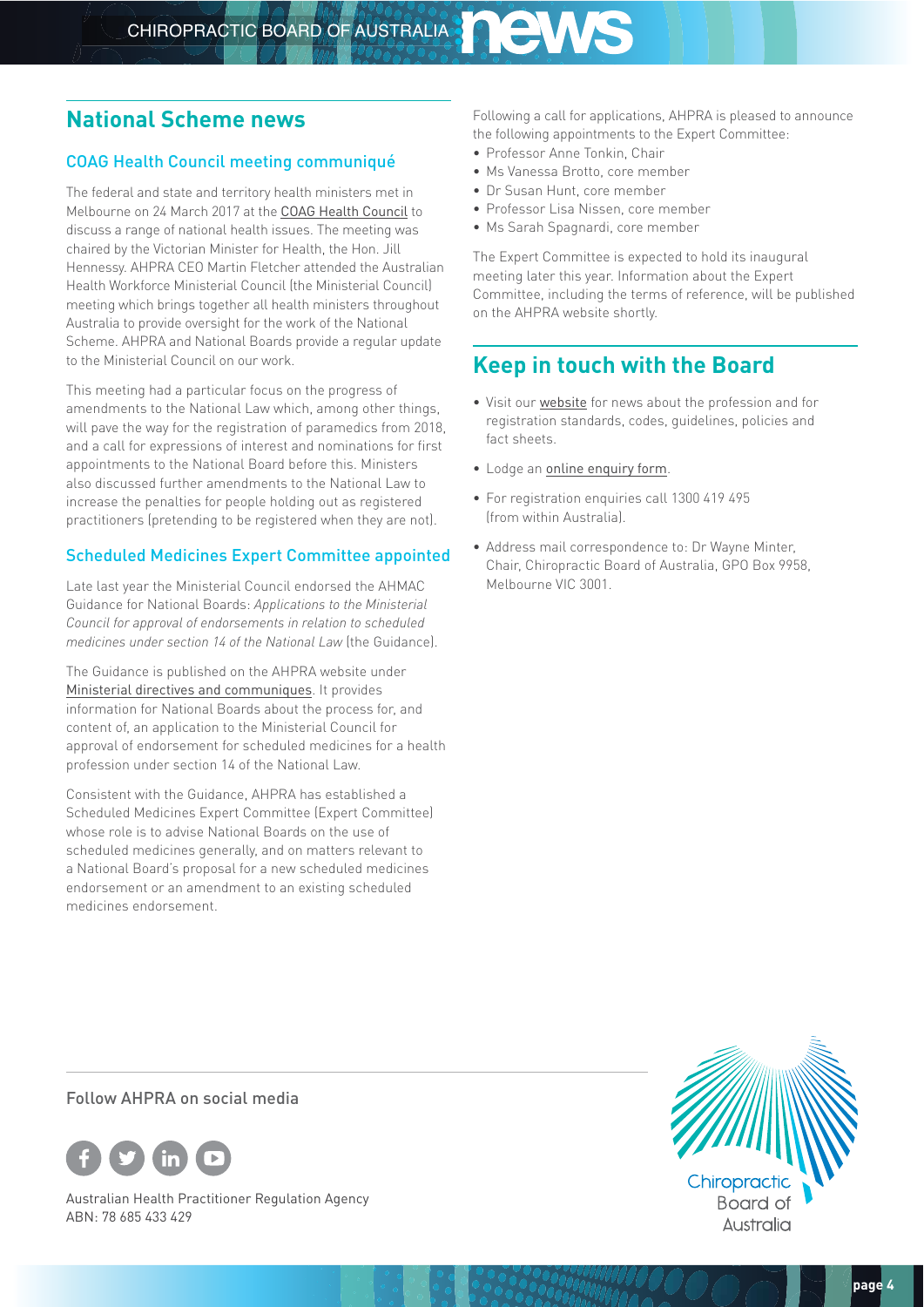## National Scheme news

### COAG Health Council meeting communiqué

The federal and state and territory health ministers met in Melbourne on 24 March 2017 at the COAG Health Council to discuss a range of national health issues. The meeting was chaired by the Victorian Minister for Health, the Hon. Jill Hennessy. AHPRA CEO Martin Fletcher attended the Australian Health Workforce Ministerial Council (the Ministerial Council) meeting which brings together all health ministers throughout Australia to provide oversight for the work of the National Scheme. AHPRA and National Boards provide a regular update to the Ministerial Council on our work.

This meeting had a particular focus on the progress of amendments to the National Law which, among other things, will pave the way for the registration of paramedics from 2018, and a call for expressions of interest and nominations for first appointments to the National Board before this. Ministers also discussed further amendments to the National Law to increase the penalties for people holding out as registered practitioners (pretending to be registered when they are not).

### Scheduled Medicines Expert Committee appointed

Late last year the Ministerial Council endorsed the AHMAC Guidance for National Boards: *Applications to the Ministerial Council for approval of endorsements in relation to scheduled medicines under section 14 of the National Law* (the Guidance).

The Guidance is published on the AHPRA website under Ministerial directives and communiques. It provides information for National Boards about the process for, and content of, an application to the Ministerial Council for approval of endorsement for scheduled medicines for a health profession under section 14 of the National Law.

Consistent with the Guidance, AHPRA has established a Scheduled Medicines Expert Committee (Expert Committee) whose role is to advise National Boards on the use of scheduled medicines generally, and on matters relevant to a National Board's proposal for a new scheduled medicines endorsement or an amendment to an existing scheduled medicines endorsement.

Following a call for applications, AHPRA is pleased to announce the following appointments to the Expert Committee:

- Professor Anne Tonkin, Chair
- Ms Vanessa Brotto, core member
- Dr Susan Hunt, core member
- Professor Lisa Nissen, core member
- Ms Sarah Spagnardi, core member

The Expert Committee is expected to hold its inaugural meeting later this year. Information about the Expert Committee, including the terms of reference, will be published on the AHPRA website shortly.

## Keep in touch with the Board

- Visit our website for news about the profession and for registration standards, codes, guidelines, policies and fact sheets.
- Lodge an online enquiry form.
- For registration enquiries call 1300 419 495 (from within Australia).
- Address mail correspondence to: Dr Wayne Minter, Chair, Chiropractic Board of Australia, GPO Box 9958, Melbourne VIC 3001.

Follow AHPRA on social media

Australian Health Practitioner Regulation Agency
ABN: 78 685 433 429